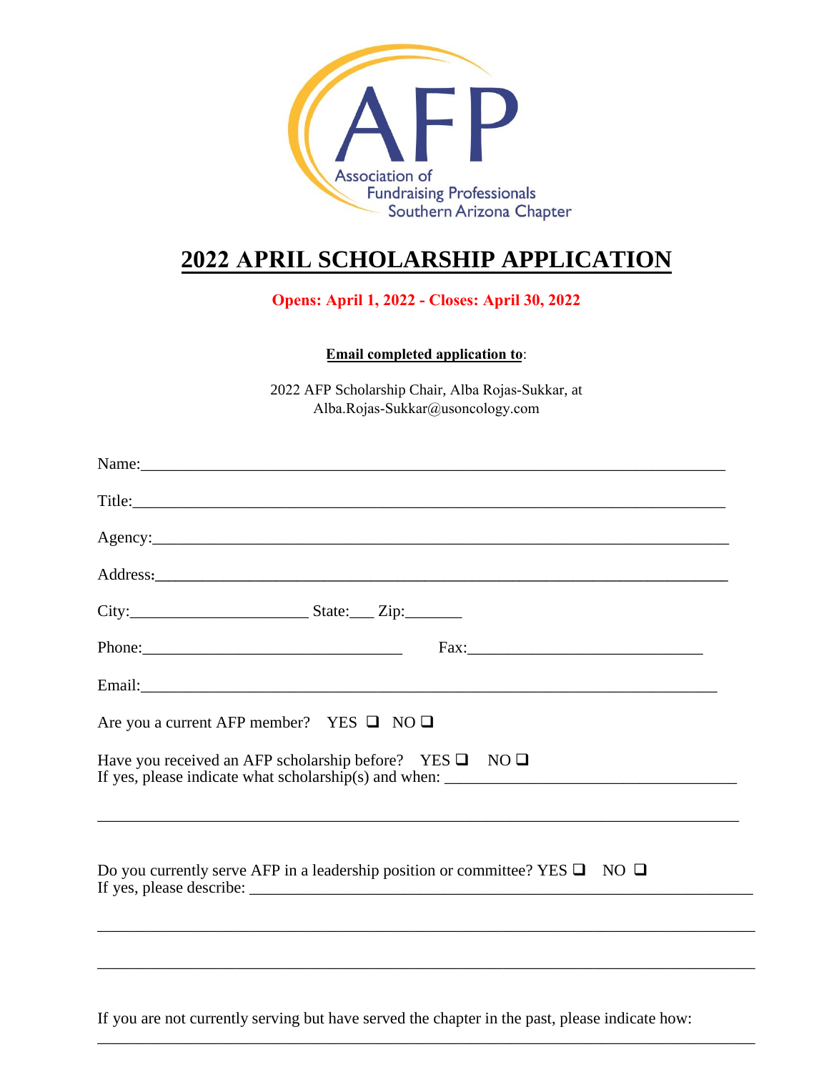AFP
Association of Fundraising Professionals
Southern Arizona Chapter

# 2022 APRIL SCHOLARSHIP APPLICATION

**Opens: April 1, 2022 - Closes: April 30, 2022**

**Email completed application to**:

2022 AFP Scholarship Chair, Alba Rojas-Sukkar, at
Alba.Rojas-Sukkar@usoncology.com

Name:_______________________________________________________________

Title:_______________________________________________________________

Agency:_____________________________________________________________

Address:_____________________________________________________________

City:_____________________ State:___ Zip:_______

Phone:______________________________ Fax:___________________________

Email:_______________________________________________________________

Are you a current AFP member? YES ❑ NO ❑

Have you received an AFP scholarship before? YES ❑ NO ❑
If yes, please indicate what scholarship(s) and when: ________________________________

_____________________________________________________________________

Do you currently serve AFP in a leadership position or committee? YES ❑ NO ❑
If yes, please describe: ______________________________________________________

_____________________________________________________________________

_____________________________________________________________________

If you are not currently serving but have served the chapter in the past, please indicate how:
_____________________________________________________________________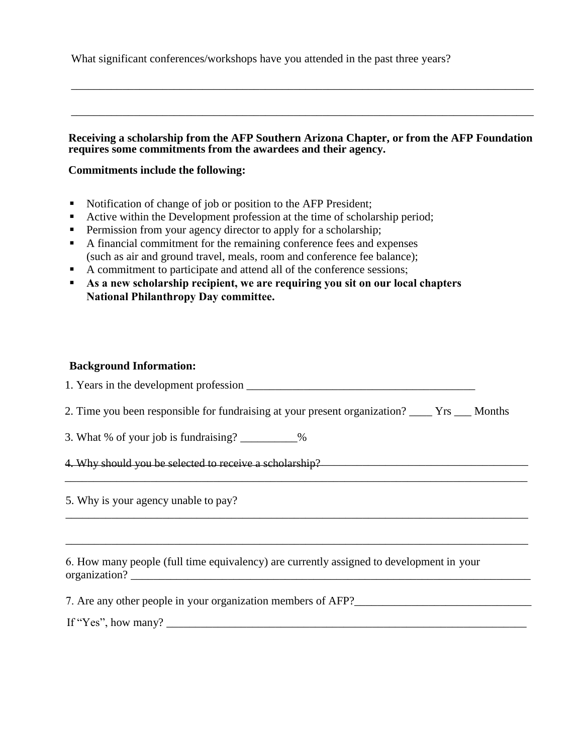What significant conferences/workshops have you attended in the past three years?

______________________________________________________________________________

______________________________________________________________________________

**Receiving a scholarship from the AFP Southern Arizona Chapter, or from the AFP Foundation requires some commitments from the awardees and their agency.**

**Commitments include the following:**

- Notification of change of job or position to the AFP President;
- Active within the Development profession at the time of scholarship period;
- Permission from your agency director to apply for a scholarship;
- A financial commitment for the remaining conference fees and expenses (such as air and ground travel, meals, room and conference fee balance);
- A commitment to participate and attend all of the conference sessions;
- **As a new scholarship recipient, we are requiring you sit on our local chapters National Philanthropy Day committee.**

**Background Information:**

1. Years in the development profession ________________________________________

2. Time you been responsible for fundraising at your present organization? ____ Yrs ___ Months

3. What % of your job is fundraising? __________%

~~4. Why should you be selected to receive a scholarship?~~ ____________________________________
______________________________________________________________________________

5. Why is your agency unable to pay?
______________________________________________________________________________

______________________________________________________________________________

6. How many people (full time equivalency) are currently assigned to development in your organization? ________________________________________________________________

7. Are any other people in your organization members of AFP?_______________________________

If "Yes", how many? __________________________________________________________________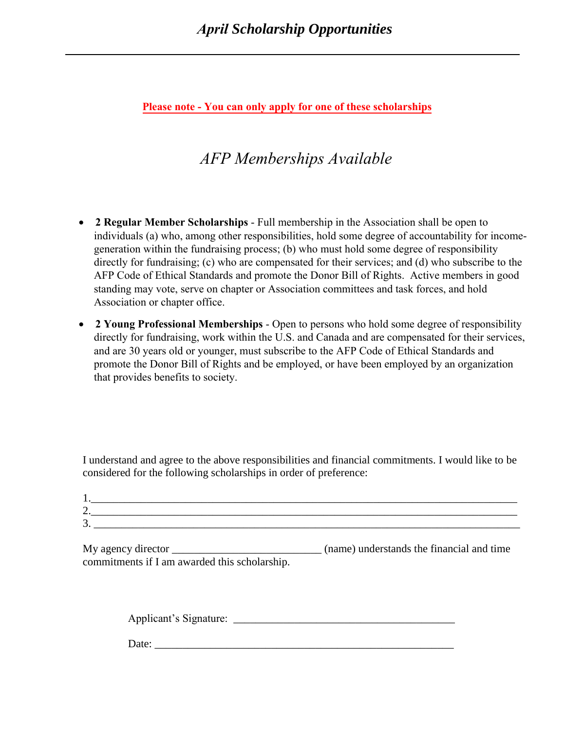# *April Scholarship Opportunities*

---

**Please note - You can only apply for one of these scholarships**

## *AFP Memberships Available*

- **2 Regular Member Scholarships** - Full membership in the Association shall be open to individuals (a) who, among other responsibilities, hold some degree of accountability for income-generation within the fundraising process; (b) who must hold some degree of responsibility directly for fundraising; (c) who are compensated for their services; and (d) who subscribe to the AFP Code of Ethical Standards and promote the Donor Bill of Rights. Active members in good standing may vote, serve on chapter or Association committees and task forces, and hold Association or chapter office.
- **2 Young Professional Memberships** - Open to persons who hold some degree of responsibility directly for fundraising, work within the U.S. and Canada and are compensated for their services, and are 30 years old or younger, must subscribe to the AFP Code of Ethical Standards and promote the Donor Bill of Rights and be employed, or have been employed by an organization that provides benefits to society.

I understand and agree to the above responsibilities and financial commitments. I would like to be considered for the following scholarships in order of preference:

1.\_\_\_\_\_\_\_\_\_\_\_\_\_\_\_\_\_\_\_\_\_\_\_\_\_\_\_\_\_\_\_\_\_\_\_\_\_\_\_\_\_\_\_\_\_\_\_\_\_\_\_\_\_\_\_\_\_\_\_\_\_\_\_\_\_\_\_\_\_\_
2.\_\_\_\_\_\_\_\_\_\_\_\_\_\_\_\_\_\_\_\_\_\_\_\_\_\_\_\_\_\_\_\_\_\_\_\_\_\_\_\_\_\_\_\_\_\_\_\_\_\_\_\_\_\_\_\_\_\_\_\_\_\_\_\_\_\_\_\_\_\_
3. \_\_\_\_\_\_\_\_\_\_\_\_\_\_\_\_\_\_\_\_\_\_\_\_\_\_\_\_\_\_\_\_\_\_\_\_\_\_\_\_\_\_\_\_\_\_\_\_\_\_\_\_\_\_\_\_\_\_\_\_\_\_\_\_\_\_\_\_\_\_

My agency director \_\_\_\_\_\_\_\_\_\_\_\_\_\_\_\_\_\_\_\_\_\_\_\_\_\_ (name) understands the financial and time commitments if I am awarded this scholarship.

Applicant's Signature: \_\_\_\_\_\_\_\_\_\_\_\_\_\_\_\_\_\_\_\_\_\_\_\_\_\_\_\_\_\_\_\_\_\_\_\_\_\_\_\_

Date: \_\_\_\_\_\_\_\_\_\_\_\_\_\_\_\_\_\_\_\_\_\_\_\_\_\_\_\_\_\_\_\_\_\_\_\_\_\_\_\_\_\_\_\_\_\_\_\_\_\_\_\_